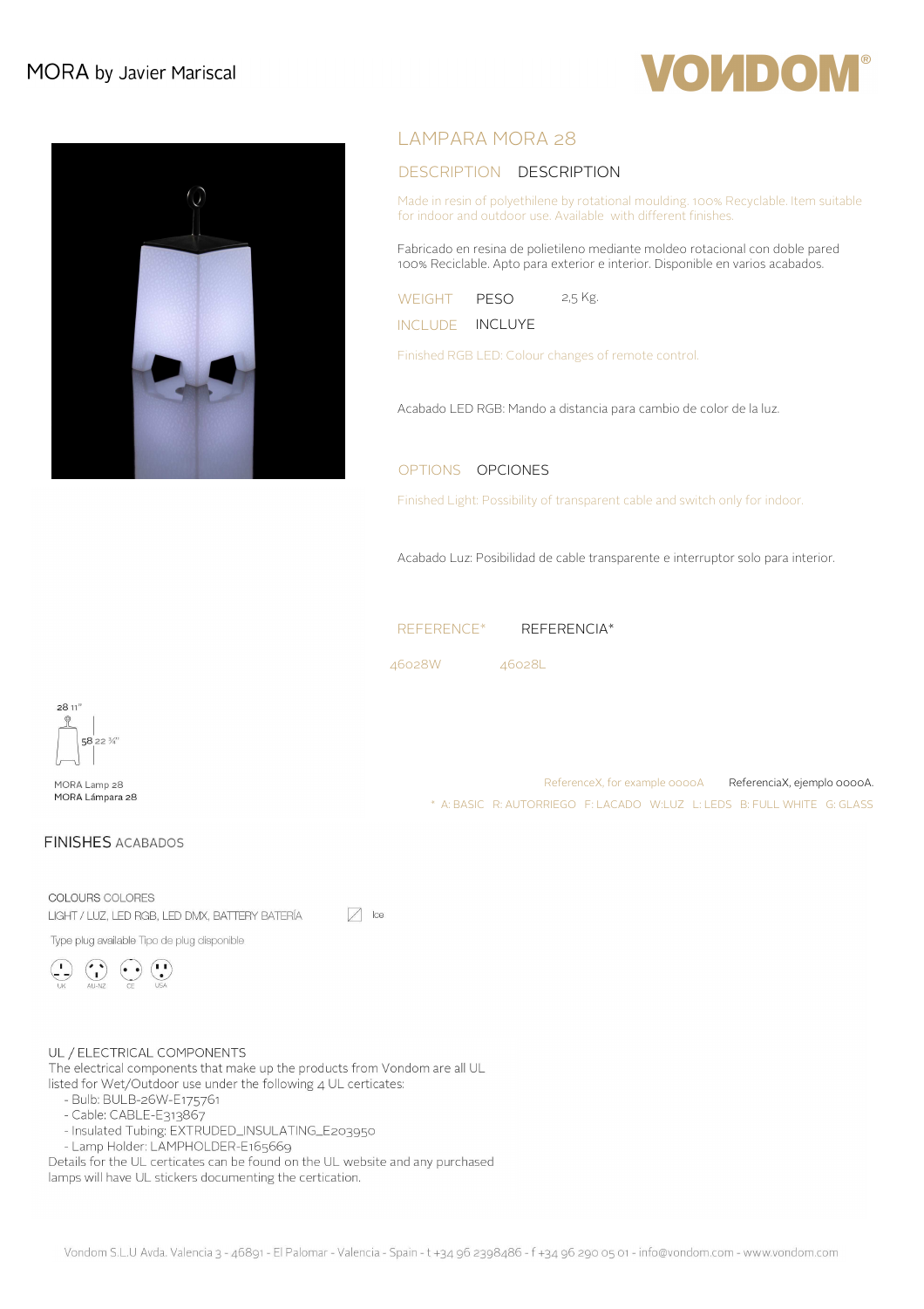MORA by Javier Mariscal

VONDOM®

## LAMPARA MORA 28

### DESCRIPTION DESCRIPTION

Made in resin of polyethylene by rotational moulding. 100% Recyclable. Item suitable for indoor and outdoor use. Available with different finishes.

Fabricado en resina de polietileno mediante moldeo rotacional con doble pared 100% Reciclable. Apto para exterior e interior. Disponible en varios acabados.

WEIGHT PESO 2,5 Kg.

INCLUDE INCLUYE

Finished RGB LED: Colour changes of remote control.

Acabado LED RGB: Mando a distancia para cambio de color de la luz.

### OPTIONS OPCIONES

Finished Light: Possibility of transparent cable and switch only for indoor.

Acabado Luz: Posibilidad de cable transparente e interruptor solo para interior.

### REFERENCE* REFERENCIA*

46028W 46028L

28 11"

58 22 ¾"

MORA Lamp 28
MORA Lámpara 28

ReferenceX, for example 0000A ReferenciaX, ejemplo 0000A.

* A: BASIC R: AUTORRIEGO F: LACADO W:LUZ L: LEDS B: FULL WHITE G: GLASS

## FINISHES ACABADOS

COLOURS COLORES

LIGHT / LUZ, LED RGB, LED DMX, BATTERY BATERÍA Ice

Type plug available Tipo de plug disponible

UK AU-NZ CE USA

UL / ELECTRICAL COMPONENTS

The electrical components that make up the products from Vondom are all UL listed for Wet/Outdoor use under the following 4 UL certicates:

- Bulb: BULB-26W-E175761
- Cable: CABLE-E313867
- Insulated Tubing: EXTRUDED_INSULATING_E203950
- Lamp Holder: LAMPHOLDER-E165669

Details for the UL certicates can be found on the UL website and any purchased lamps will have UL stickers documenting the certication.

Vondom S.L.U Avda. Valencia 3 - 46891 - El Palomar - Valencia - Spain - t +34 96 2398486 - f +34 96 290 05 01 - info@vondom.com - www.vondom.com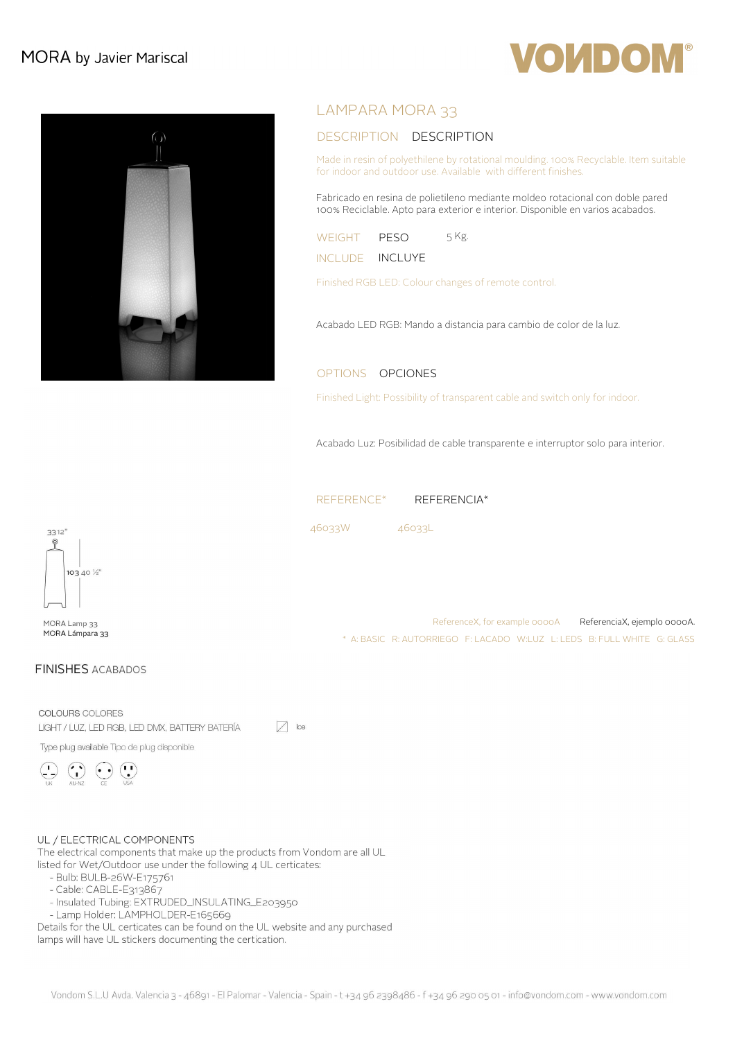MORA by Javier Mariscal

VONDOM®

## LAMPARA MORA 33

### DESCRIPTION DESCRIPTION

Made in resin of polyethilene by rotational moulding. 100% Recyclable. Item suitable for indoor and outdoor use. Available with different finishes.

Fabricado en resina de polietileno mediante moldeo rotacional con doble pared 100% Reciclable. Apto para exterior e interior. Disponible en varios acabados.

WEIGHT PESO 5 Kg.

INCLUDE INCLUYE

Finished RGB LED: Colour changes of remote control.

Acabado LED RGB: Mando a distancia para cambio de color de la luz.

### OPTIONS OPCIONES

Finished Light: Possibility of transparent cable and switch only for indoor.

Acabado Luz: Posibilidad de cable transparente e interruptor solo para interior.

### REFERENCE* REFERENCIA*

46033W 46033L

33 12"

103 40 ½"

MORA Lamp 33
MORA Lámpara 33

ReferenceX, for example 0000A ReferenciaX, ejemplo 0000A.

* A: BASIC R: AUTORRIEGO F: LACADO W:LUZ L: LEDS B: FULL WHITE G: GLASS

## FINISHES ACABADOS

COLOURS COLORES

LIGHT / LUZ, LED RGB, LED DMX, BATTERY BATERÍA Ice

Type plug available Tipo de plug disponible

UK AU-NZ CE USA

UL / ELECTRICAL COMPONENTS

The electrical components that make up the products from Vondom are all UL listed for Wet/Outdoor use under the following 4 UL certicates:

- Bulb: BULB-26W-E175761
- Cable: CABLE-E313867
- Insulated Tubing: EXTRUDED_INSULATING_E203950
- Lamp Holder: LAMPHOLDER-E165669

Details for the UL certicates can be found on the UL website and any purchased lamps will have UL stickers documenting the certication.

Vondom S.L.U Avda. Valencia 3 - 46891 - El Palomar - Valencia - Spain - t +34 96 2398486 - f +34 96 290 05 01 - info@vondom.com - www.vondom.com